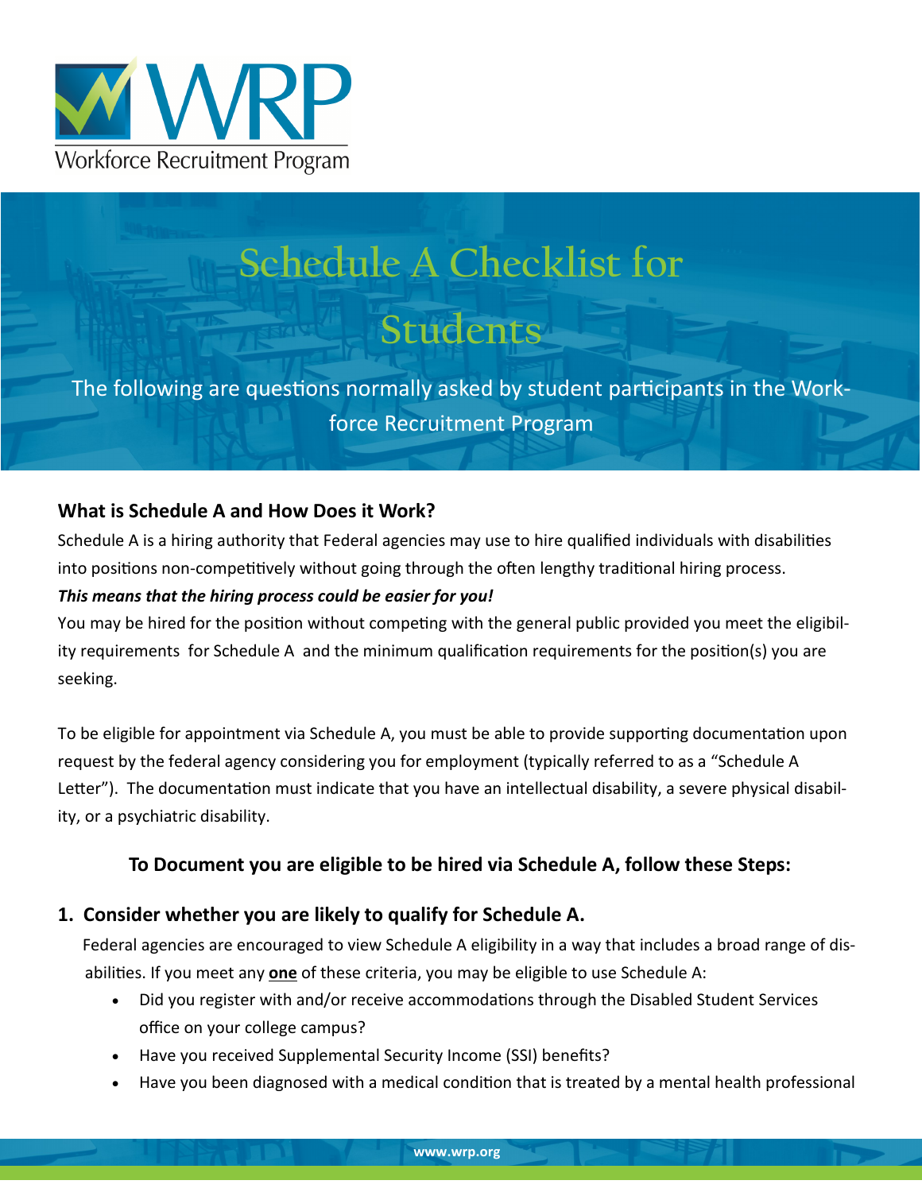WRP
Workforce Recruitment Program

# Schedule A Checklist for Students

The following are questions normally asked by student participants in the Workforce Recruitment Program

### What is Schedule A and How Does it Work?

Schedule A is a hiring authority that Federal agencies may use to hire qualified individuals with disabilities into positions non-competitively without going through the often lengthy traditional hiring process.

***This means that the hiring process could be easier for you!***

You may be hired for the position without competing with the general public provided you meet the eligibility requirements for Schedule A and the minimum qualification requirements for the position(s) you are seeking.

To be eligible for appointment via Schedule A, you must be able to provide supporting documentation upon request by the federal agency considering you for employment (typically referred to as a "Schedule A Letter"). The documentation must indicate that you have an intellectual disability, a severe physical disability, or a psychiatric disability.

### To Document you are eligible to be hired via Schedule A, follow these Steps:

**1. Consider whether you are likely to qualify for Schedule A.**

Federal agencies are encouraged to view Schedule A eligibility in a way that includes a broad range of disabilities. If you meet any **one** of these criteria, you may be eligible to use Schedule A:

- Did you register with and/or receive accommodations through the Disabled Student Services office on your college campus?
- Have you received Supplemental Security Income (SSI) benefits?
- Have you been diagnosed with a medical condition that is treated by a mental health professional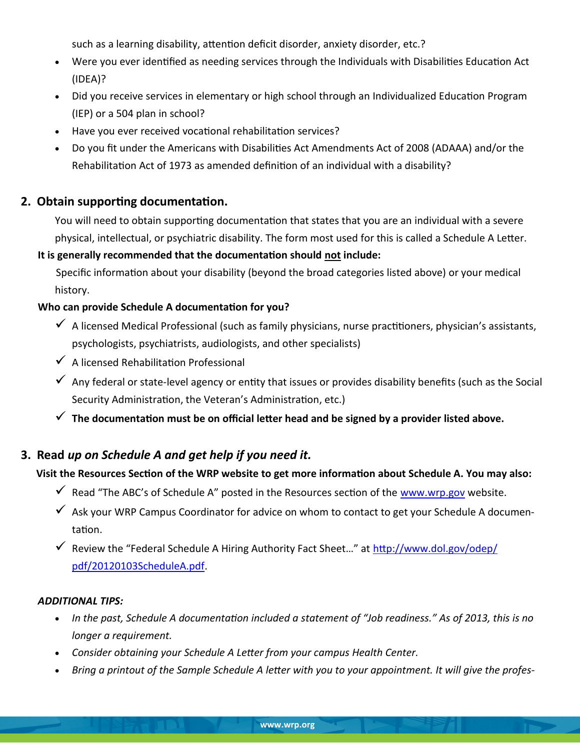such as a learning disability, attention deficit disorder, anxiety disorder, etc.?

- Were you ever identified as needing services through the Individuals with Disabilities Education Act (IDEA)?
- Did you receive services in elementary or high school through an Individualized Education Program (IEP) or a 504 plan in school?
- Have you ever received vocational rehabilitation services?
- Do you fit under the Americans with Disabilities Act Amendments Act of 2008 (ADAAA) and/or the Rehabilitation Act of 1973 as amended definition of an individual with a disability?

## 2. Obtain supporting documentation.

You will need to obtain supporting documentation that states that you are an individual with a severe physical, intellectual, or psychiatric disability. The form most used for this is called a Schedule A Letter.

**It is generally recommended that the documentation should <u>not</u> include:**

Specific information about your disability (beyond the broad categories listed above) or your medical history.

**Who can provide Schedule A documentation for you?**

- ✓ A licensed Medical Professional (such as family physicians, nurse practitioners, physician's assistants, psychologists, psychiatrists, audiologists, and other specialists)
- ✓ A licensed Rehabilitation Professional
- ✓ Any federal or state-level agency or entity that issues or provides disability benefits (such as the Social Security Administration, the Veteran's Administration, etc.)
- ✓ **The documentation must be on official letter head and be signed by a provider listed above.**

## 3. Read *up on Schedule A and get help if you need it.*

**Visit the Resources Section of the WRP website to get more information about Schedule A. You may also:**

- ✓ Read "The ABC's of Schedule A" posted in the Resources section of the www.wrp.gov website.
- ✓ Ask your WRP Campus Coordinator for advice on whom to contact to get your Schedule A documentation.
- ✓ Review the "Federal Schedule A Hiring Authority Fact Sheet…" at http://www.dol.gov/odep/pdf/20120103ScheduleA.pdf.

***ADDITIONAL TIPS:***

- *In the past, Schedule A documentation included a statement of "Job readiness." As of 2013, this is no longer a requirement.*
- *Consider obtaining your Schedule A Letter from your campus Health Center.*
- *Bring a printout of the Sample Schedule A letter with you to your appointment. It will give the profes-*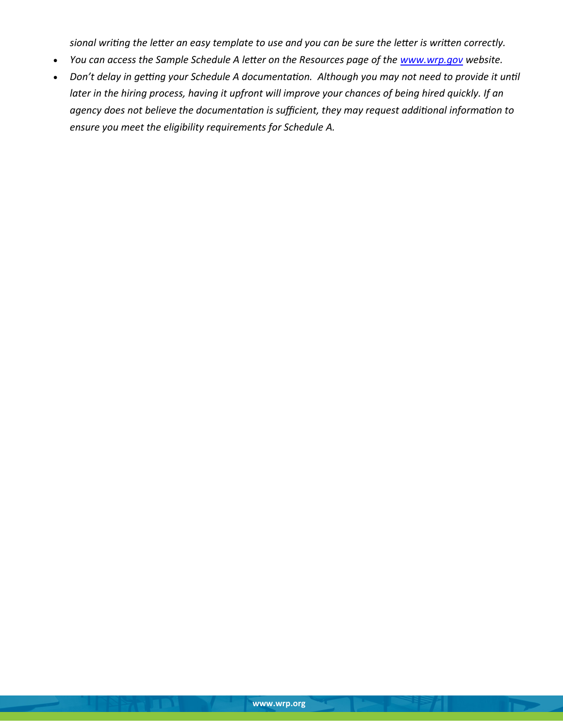*sional writing the letter an easy template to use and you can be sure the letter is written correctly.*

- *You can access the Sample Schedule A letter on the Resources page of the [www.wrp.gov](http://www.wrp.gov) website.*
- *Don't delay in getting your Schedule A documentation. Although you may not need to provide it until later in the hiring process, having it upfront will improve your chances of being hired quickly. If an agency does not believe the documentation is sufficient, they may request additional information to ensure you meet the eligibility requirements for Schedule A.*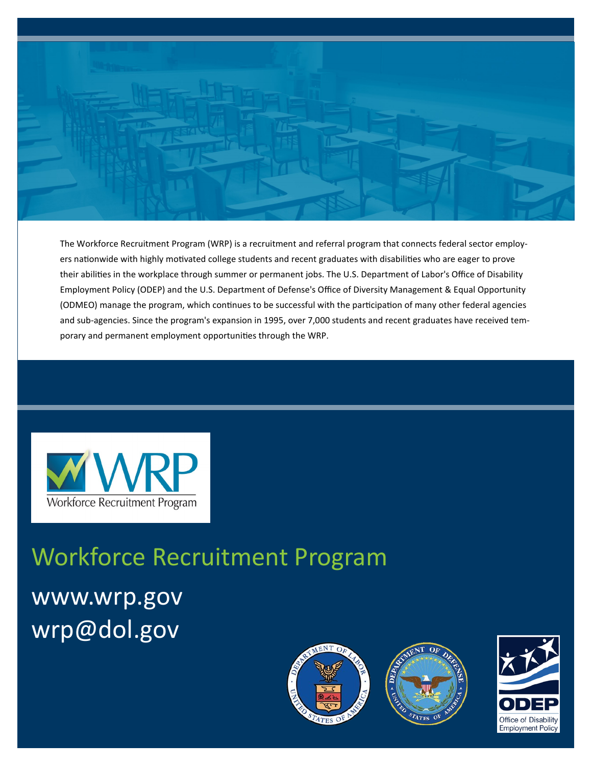The Workforce Recruitment Program (WRP) is a recruitment and referral program that connects federal sector employers nationwide with highly motivated college students and recent graduates with disabilities who are eager to prove their abilities in the workplace through summer or permanent jobs. The U.S. Department of Labor's Office of Disability Employment Policy (ODEP) and the U.S. Department of Defense's Office of Diversity Management & Equal Opportunity (ODMEO) manage the program, which continues to be successful with the participation of many other federal agencies and sub-agencies. Since the program's expansion in 1995, over 7,000 students and recent graduates have received temporary and permanent employment opportunities through the WRP.

WRP Workforce Recruitment Program

## Workforce Recruitment Program

www.wrp.gov

wrp@dol.gov

ODEP Office of Disability Employment Policy